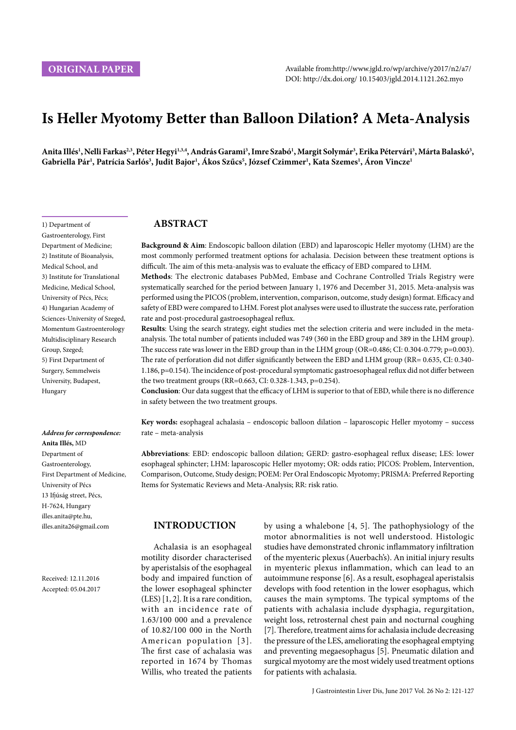ORIGINAL PAPER

Available from:http://www.jgld.ro/wp/archive/y2017/n2/a7/
DOI: http://dx.doi.org/ 10.15403/jgld.2014.1121.262.myo

# Is Heller Myotomy Better than Balloon Dilation? A Meta-Analysis

**Anita Illés[1], Nelli Farkas[2,3], Péter Hegyi[1,3,4], András Garami[3], Imre Szabó[1], Margit Solymár[3], Erika Pétervári[3], Márta Balaskó[3], Gabriella Pár[1], Patrícia Sarlós[3], Judit Bajor[1], Ákos Szűcs[5], József Czimmer[1], Kata Szemes[1], Áron Vincze[1]**

1) Department of Gastroenterology, First Department of Medicine; 2) Institute of Bioanalysis, Medical School, and 3) Institute for Translational Medicine, Medical School, University of Pécs, Pécs; 4) Hungarian Academy of Sciences-University of Szeged, Momentum Gastroenterology Multidisciplinary Research Group, Szeged; 5) First Department of Surgery, Semmelweis University, Budapest, Hungary

***Address for correspondence:***
**Anita Illés,** MD
Department of Gastroenterology,
First Department of Medicine,
University of Pécs
13 Ifjúság street, Pécs,
H-7624, Hungary
illes.anita@pte.hu,
illes.anita26@gmail.com

Received: 12.11.2016
Accepted: 05.04.2017

## ABSTRACT

**Background & Aim**: Endoscopic balloon dilation (EBD) and laparoscopic Heller myotomy (LHM) are the most commonly performed treatment options for achalasia. Decision between these treatment options is difficult. The aim of this meta-analysis was to evaluate the efficacy of EBD compared to LHM.

**Methods**: The electronic databases PubMed, Embase and Cochrane Controlled Trials Registry were systematically searched for the period between January 1, 1976 and December 31, 2015. Meta-analysis was performed using the PICOS (problem, intervention, comparison, outcome, study design) format. Efficacy and safety of EBD were compared to LHM. Forest plot analyses were used to illustrate the success rate, perforation rate and post-procedural gastroesophageal reflux.

**Results**: Using the search strategy, eight studies met the selection criteria and were included in the meta-analysis. The total number of patients included was 749 (360 in the EBD group and 389 in the LHM group). The success rate was lower in the EBD group than in the LHM group (OR=0.486; CI: 0.304-0.779; p=0.003). The rate of perforation did not differ significantly between the EBD and LHM group (RR= 0.635, CI: 0.340-1.186, p=0.154). The incidence of post-procedural symptomatic gastroesophageal reflux did not differ between the two treatment groups (RR=0.663, CI: 0.328-1.343, p=0.254).

**Conclusion**: Our data suggest that the efficacy of LHM is superior to that of EBD, while there is no difference in safety between the two treatment groups.

**Key words:** esophageal achalasia – endoscopic balloon dilation – laparoscopic Heller myotomy – success rate – meta-analysis

**Abbreviations**: EBD: endoscopic balloon dilation; GERD: gastro-esophageal reflux disease; LES: lower esophageal sphincter; LHM: laparoscopic Heller myotomy; OR: odds ratio; PICOS: Problem, Intervention, Comparison, Outcome, Study design; POEM: Per Oral Endoscopic Myotomy; PRISMA: Preferred Reporting Items for Systematic Reviews and Meta-Analysis; RR: risk ratio.

## INTRODUCTION

Achalasia is an esophageal motility disorder characterised by aperistalsis of the esophageal body and impaired function of the lower esophageal sphincter (LES) [1, 2]. It is a rare condition, with an incidence rate of 1.63/100 000 and a prevalence of 10.82/100 000 in the North American population [3]. The first case of achalasia was reported in 1674 by Thomas Willis, who treated the patients by using a whalebone [4, 5]. The pathophysiology of the motor abnormalities is not well understood. Histologic studies have demonstrated chronic inflammatory infiltration of the myenteric plexus (Auerbach's). An initial injury results in myenteric plexus inflammation, which can lead to an autoimmune response [6]. As a result, esophageal aperistalsis develops with food retention in the lower esophagus, which causes the main symptoms. The typical symptoms of the patients with achalasia include dysphagia, regurgitation, weight loss, retrosternal chest pain and nocturnal coughing [7]. Therefore, treatment aims for achalasia include decreasing the pressure of the LES, ameliorating the esophageal emptying and preventing megaesophagus [5]. Pneumatic dilation and surgical myotomy are the most widely used treatment options for patients with achalasia.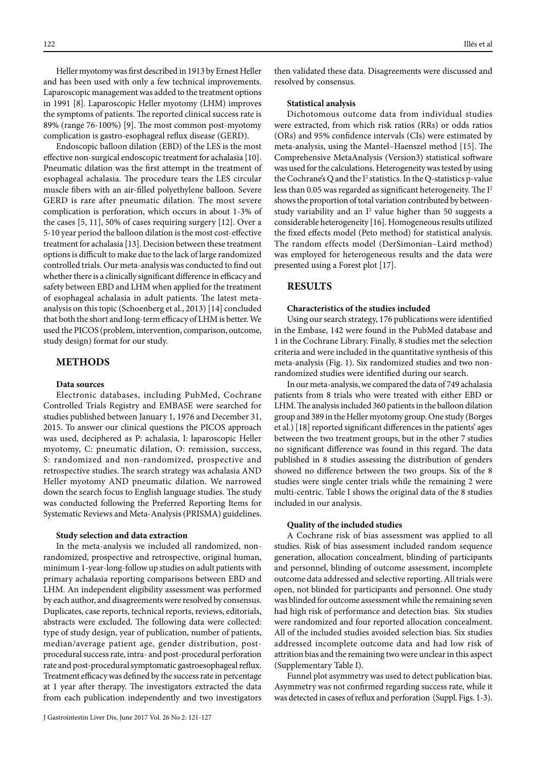Heller myotomy was first described in 1913 by Ernest Heller and has been used with only a few technical improvements. Laparoscopic management was added to the treatment options in 1991 [8]. Laparoscopic Heller myotomy (LHM) improves the symptoms of patients. The reported clinical success rate is 89% (range 76-100%) [9]. The most common post-myotomy complication is gastro-esophageal reflux disease (GERD).

Endoscopic balloon dilation (EBD) of the LES is the most effective non-surgical endoscopic treatment for achalasia [10]. Pneumatic dilation was the first attempt in the treatment of esophageal achalasia. The procedure tears the LES circular muscle fibers with an air-filled polyethylene balloon. Severe GERD is rare after pneumatic dilation. The most severe complication is perforation, which occurs in about 1-3% of the cases [5, 11], 50% of cases requiring surgery [12]. Over a 5-10 year period the balloon dilation is the most cost-effective treatment for achalasia [13]. Decision between these treatment options is difficult to make due to the lack of large randomized controlled trials. Our meta-analysis was conducted to find out whether there is a clinically significant difference in efficacy and safety between EBD and LHM when applied for the treatment of esophageal achalasia in adult patients. The latest meta-analysis on this topic (Schoenberg et al., 2013) [14] concluded that both the short and long-term efficacy of LHM is better. We used the PICOS (problem, intervention, comparison, outcome, study design) format for our study.

## METHODS

### Data sources

Electronic databases, including PubMed, Cochrane Controlled Trials Registry and EMBASE were searched for studies published between January 1, 1976 and December 31, 2015. To answer our clinical questions the PICOS approach was used, deciphered as P: achalasia, I: laparoscopic Heller myotomy, C: pneumatic dilation, O: remission, success, S: randomized and non-randomized, prospective and retrospective studies. The search strategy was achalasia AND Heller myotomy AND pneumatic dilation. We narrowed down the search focus to English language studies. The study was conducted following the Preferred Reporting Items for Systematic Reviews and Meta-Analysis (PRISMA) guidelines.

### Study selection and data extraction

In the meta-analysis we included all randomized, non-randomized, prospective and retrospective, original human, minimum 1-year-long-follow up studies on adult patients with primary achalasia reporting comparisons between EBD and LHM. An independent eligibility assessment was performed by each author, and disagreements were resolved by consensus. Duplicates, case reports, technical reports, reviews, editorials, abstracts were excluded. The following data were collected: type of study design, year of publication, number of patients, median/average patient age, gender distribution, post-procedural success rate, intra- and post-procedural perforation rate and post-procedural symptomatic gastroesophageal reflux. Treatment efficacy was defined by the success rate in percentage at 1 year after therapy. The investigators extracted the data from each publication independently and two investigators then validated these data. Disagreements were discussed and resolved by consensus.

### Statistical analysis

Dichotomous outcome data from individual studies were extracted, from which risk ratios (RRs) or odds ratios (ORs) and 95% confidence intervals (CIs) were estimated by meta-analysis, using the Mantel–Haenszel method [15]. The Comprehensive MetaAnalysis (Version3) statistical software was used for the calculations. Heterogeneity was tested by using the Cochrane's Q and the $I^2$ statistics. In the Q-statistics p-value less than 0.05 was regarded as significant heterogeneity. The $I^2$ shows the proportion of total variation contributed by between-study variability and an $I^2$ value higher than 50 suggests a considerable heterogeneity [16]. Homogeneous results utilized the fixed effects model (Peto method) for statistical analysis. The random effects model (DerSimonian–Laird method) was employed for heterogeneous results and the data were presented using a Forest plot [17].

## RESULTS

### Characteristics of the studies included

Using our search strategy, 176 publications were identified in the Embase, 142 were found in the PubMed database and 1 in the Cochrane Library. Finally, 8 studies met the selection criteria and were included in the quantitative synthesis of this meta-analysis (Fig. 1). Six randomized studies and two non-randomized studies were identified during our search.

In our meta-analysis, we compared the data of 749 achalasia patients from 8 trials who were treated with either EBD or LHM. The analysis included 360 patients in the balloon dilation group and 389 in the Heller myotomy group. One study (Borges et al.) [18] reported significant differences in the patients' ages between the two treatment groups, but in the other 7 studies no significant difference was found in this regard. The data published in 8 studies assessing the distribution of genders showed no difference between the two groups. Six of the 8 studies were single center trials while the remaining 2 were multi-centric. Table I shows the original data of the 8 studies included in our analysis.

### Quality of the included studies

A Cochrane risk of bias assessment was applied to all studies. Risk of bias assessment included random sequence generation, allocation concealment, blinding of participants and personnel, blinding of outcome assessment, incomplete outcome data addressed and selective reporting. All trials were open, not blinded for participants and personnel. One study was blinded for outcome assessment while the remaining seven had high risk of performance and detection bias. Six studies were randomized and four reported allocation concealment. All of the included studies avoided selection bias. Six studies addressed incomplete outcome data and had low risk of attrition bias and the remaining two were unclear in this aspect (Supplementary Table I).

Funnel plot asymmetry was used to detect publication bias. Asymmetry was not confirmed regarding success rate, while it was detected in cases of reflux and perforation (Suppl. Figs. 1-3).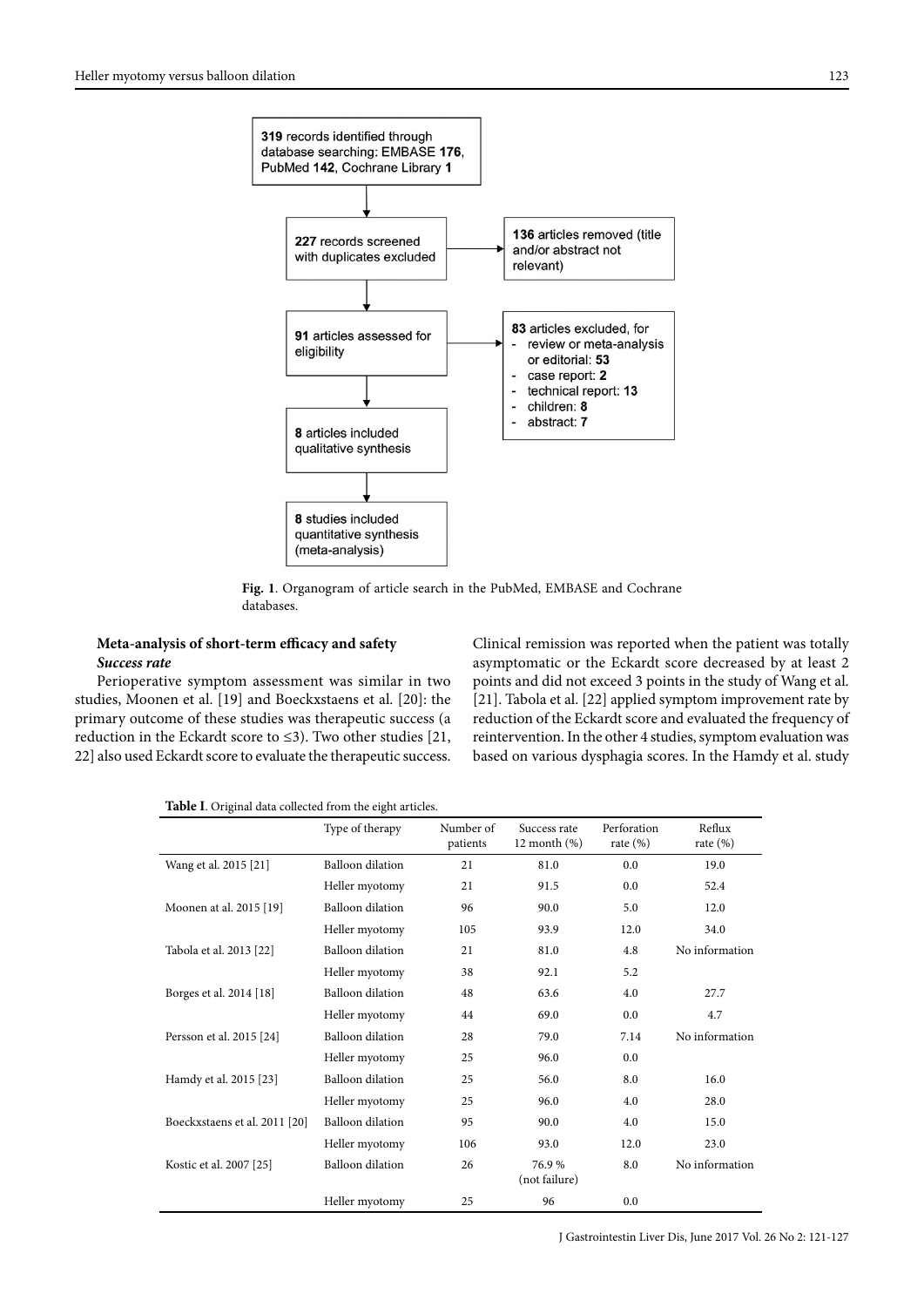319 records identified through database searching: EMBASE **176**, PubMed **142**, Cochrane Library **1**

**227** records screened with duplicates excluded

**136** articles removed (title and/or abstract not relevant)

**91** articles assessed for eligibility

**83** articles excluded, for
- review or meta-analysis or editorial: **53**
- case report: **2**
- technical report: **13**
- children: **8**
- abstract: **7**

**8** articles included qualitative synthesis

**8** studies included quantitative synthesis (meta-analysis)

**Fig. 1**. Organogram of article search in the PubMed, EMBASE and Cochrane databases.

## Meta-analysis of short-term efficacy and safety

### *Success rate*

Perioperative symptom assessment was similar in two studies, Moonen et al. [19] and Boeckxstaens et al. [20]: the primary outcome of these studies was therapeutic success (a reduction in the Eckardt score to ≤3). Two other studies [21, 22] also used Eckardt score to evaluate the therapeutic success. Clinical remission was reported when the patient was totally asymptomatic or the Eckardt score decreased by at least 2 points and did not exceed 3 points in the study of Wang et al. [21]. Tabola et al. [22] applied symptom improvement rate by reduction of the Eckardt score and evaluated the frequency of reintervention. In the other 4 studies, symptom evaluation was based on various dysphagia scores. In the Hamdy et al. study

**Table I**. Original data collected from the eight articles.

| | Type of therapy | Number of patients | Success rate 12 month (%) | Perforation rate (%) | Reflux rate (%) |
|---|---|---|---|---|---|
| Wang et al. 2015 [21] | Balloon dilation | 21 | 81.0 | 0.0 | 19.0 |
| | Heller myotomy | 21 | 91.5 | 0.0 | 52.4 |
| Moonen at al. 2015 [19] | Balloon dilation | 96 | 90.0 | 5.0 | 12.0 |
| | Heller myotomy | 105 | 93.9 | 12.0 | 34.0 |
| Tabola et al. 2013 [22] | Balloon dilation | 21 | 81.0 | 4.8 | No information |
| | Heller myotomy | 38 | 92.1 | 5.2 | |
| Borges et al. 2014 [18] | Balloon dilation | 48 | 63.6 | 4.0 | 27.7 |
| | Heller myotomy | 44 | 69.0 | 0.0 | 4.7 |
| Persson et al. 2015 [24] | Balloon dilation | 28 | 79.0 | 7.14 | No information |
| | Heller myotomy | 25 | 96.0 | 0.0 | |
| Hamdy et al. 2015 [23] | Balloon dilation | 25 | 56.0 | 8.0 | 16.0 |
| | Heller myotomy | 25 | 96.0 | 4.0 | 28.0 |
| Boeckxstaens et al. 2011 [20] | Balloon dilation | 95 | 90.0 | 4.0 | 15.0 |
| | Heller myotomy | 106 | 93.0 | 12.0 | 23.0 |
| Kostic et al. 2007 [25] | Balloon dilation | 26 | 76.9 % (not failure) | 8.0 | No information |
| | Heller myotomy | 25 | 96 | 0.0 | |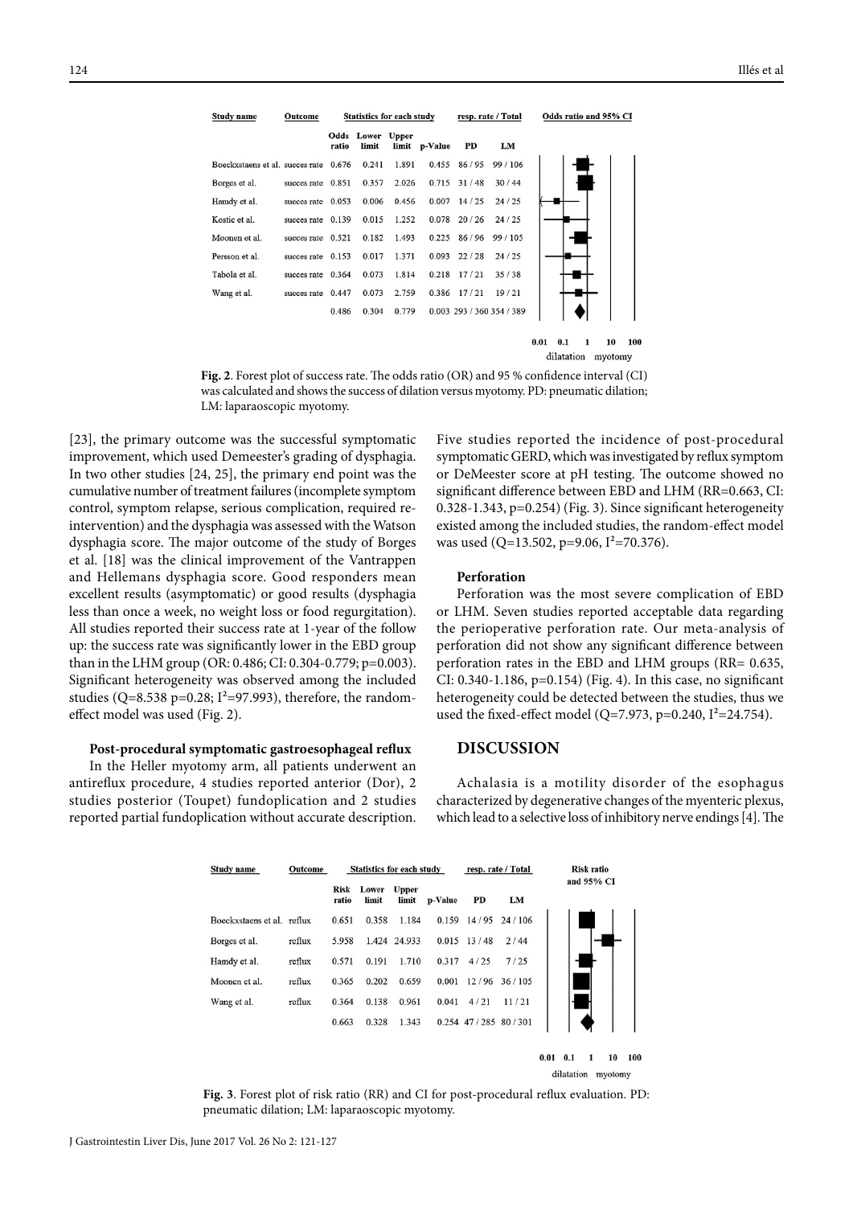| Study name | Outcome | Odds ratio | Lower limit | Upper limit | p-Value | PD | LM |
|---|---|---|---|---|---|---|---|
| Boeckxstaens et al. | succes rate | 0.676 | 0.241 | 1.891 | 0.455 | 86 / 95 | 99 / 106 |
| Borges et al. | succes rate | 0.851 | 0.357 | 2.026 | 0.715 | 31 / 48 | 30 / 44 |
| Hamdy et al. | succes rate | 0.053 | 0.006 | 0.456 | 0.007 | 14 / 25 | 24 / 25 |
| Kostic et al. | succes rate | 0.139 | 0.015 | 1.252 | 0.078 | 20 / 26 | 24 / 25 |
| Moonen et al. | succes rate | 0.521 | 0.182 | 1.493 | 0.225 | 86 / 96 | 99 / 105 |
| Persson et al. | succes rate | 0.153 | 0.017 | 1.371 | 0.093 | 22 / 28 | 24 / 25 |
| Tabola et al. | succes rate | 0.364 | 0.073 | 1.814 | 0.218 | 17 / 21 | 35 / 38 |
| Wang et al. | succes rate | 0.447 | 0.073 | 2.759 | 0.386 | 17 / 21 | 19 / 21 |
| | | 0.486 | 0.304 | 0.779 | 0.003 | 293 / 360 | 354 / 389 |

**Fig. 2**. Forest plot of success rate. The odds ratio (OR) and 95 % confidence interval (CI) was calculated and shows the success of dilation versus myotomy. PD: pneumatic dilation; LM: laparaoscopic myotomy.

[23], the primary outcome was the successful symptomatic improvement, which used Demeester's grading of dysphagia. In two other studies [24, 25], the primary end point was the cumulative number of treatment failures (incomplete symptom control, symptom relapse, serious complication, required re-intervention) and the dysphagia was assessed with the Watson dysphagia score. The major outcome of the study of Borges et al. [18] was the clinical improvement of the Vantrappen and Hellemans dysphagia score. Good responders mean excellent results (asymptomatic) or good results (dysphagia less than once a week, no weight loss or food regurgitation). All studies reported their success rate at 1-year of the follow up: the success rate was significantly lower in the EBD group than in the LHM group (OR: 0.486; CI: 0.304-0.779; p=0.003). Significant heterogeneity was observed among the included studies (Q=8.538 p=0.28; $I^2$=97.993), therefore, the random-effect model was used (Fig. 2).

#### Post-procedural symptomatic gastroesophageal reflux

In the Heller myotomy arm, all patients underwent an antireflux procedure, 4 studies reported anterior (Dor), 2 studies posterior (Toupet) fundoplication and 2 studies reported partial fundoplication without accurate description. Five studies reported the incidence of post-procedural symptomatic GERD, which was investigated by reflux symptom or DeMeester score at pH testing. The outcome showed no significant difference between EBD and LHM (RR=0.663, CI: 0.328-1.343, p=0.254) (Fig. 3). Since significant heterogeneity existed among the included studies, the random-effect model was used (Q=13.502, p=9.06, $I^2$=70.376).

#### Perforation

Perforation was the most severe complication of EBD or LHM. Seven studies reported acceptable data regarding the perioperative perforation rate. Our meta-analysis of perforation did not show any significant difference between perforation rates in the EBD and LHM groups (RR= 0.635, CI: 0.340-1.186, p=0.154) (Fig. 4). In this case, no significant heterogeneity could be detected between the studies, thus we used the fixed-effect model (Q=7.973, p=0.240, $I^2$=24.754).

## DISCUSSION

Achalasia is a motility disorder of the esophagus characterized by degenerative changes of the myenteric plexus, which lead to a selective loss of inhibitory nerve endings [4]. The

| Study name | Outcome | Risk ratio | Lower limit | Upper limit | p-Value | PD | LM |
|---|---|---|---|---|---|---|---|
| Boeckxstaens et al. | reflux | 0.651 | 0.358 | 1.184 | 0.159 | 14 / 95 | 24 / 106 |
| Borges et al. | reflux | 5.958 | 1.424 | 24.933 | 0.015 | 13 / 48 | 2 / 44 |
| Hamdy et al. | reflux | 0.571 | 0.191 | 1.710 | 0.317 | 4 / 25 | 7 / 25 |
| Moonen et al. | reflux | 0.365 | 0.202 | 0.659 | 0.001 | 12 / 96 | 36 / 105 |
| Wang et al. | reflux | 0.364 | 0.138 | 0.961 | 0.041 | 4 / 21 | 11 / 21 |
| | | 0.663 | 0.328 | 1.343 | 0.254 | 47 / 285 | 80 / 301 |

**Fig. 3**. Forest plot of risk ratio (RR) and CI for post-procedural reflux evaluation. PD: pneumatic dilation; LM: laparaoscopic myotomy.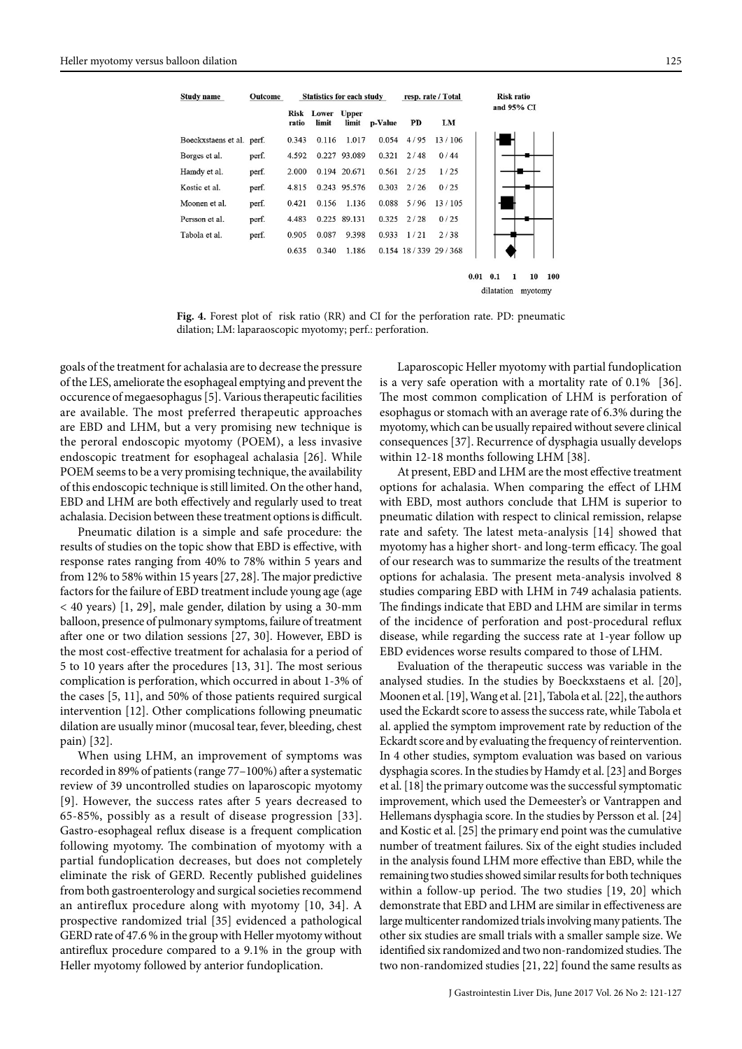| Study name | Outcome | Statistics for each study | | | | resp. rate / Total | |
|---|---|---|---|---|---|---|---|
| | | Risk ratio | Lower limit | Upper limit | p-Value | PD | LM |
| Boeckxstaens et al. | perf. | 0.343 | 0.116 | 1.017 | 0.054 | 4 / 95 | 13 / 106 |
| Borges et al. | perf. | 4.592 | 0.227 | 93.089 | 0.321 | 2 / 48 | 0 / 44 |
| Hamdy et al. | perf. | 2.000 | 0.194 | 20.671 | 0.561 | 2 / 25 | 1 / 25 |
| Kostic et al. | perf. | 4.815 | 0.243 | 95.576 | 0.303 | 2 / 26 | 0 / 25 |
| Moonen et al. | perf. | 0.421 | 0.156 | 1.136 | 0.088 | 5 / 96 | 13 / 105 |
| Persson et al. | perf. | 4.483 | 0.225 | 89.131 | 0.325 | 2 / 28 | 0 / 25 |
| Tabola et al. | perf. | 0.905 | 0.087 | 9.398 | 0.933 | 1 / 21 | 2 / 38 |
| | | 0.635 | 0.340 | 1.186 | 0.154 | 18 / 339 | 29 / 368 |

Risk ratio and 95% CI: 0.01 0.1 1 10 100 — dilatation / myotomy

**Fig. 4.** Forest plot of risk ratio (RR) and CI for the perforation rate. PD: pneumatic dilation; LM: laparaoscopic myotomy; perf.: perforation.

goals of the treatment for achalasia are to decrease the pressure of the LES, ameliorate the esophageal emptying and prevent the occurence of megaesophagus [5]. Various therapeutic facilities are available. The most preferred therapeutic approaches are EBD and LHM, but a very promising new technique is the peroral endoscopic myotomy (POEM), a less invasive endoscopic treatment for esophageal achalasia [26]. While POEM seems to be a very promising technique, the availability of this endoscopic technique is still limited. On the other hand, EBD and LHM are both effectively and regularly used to treat achalasia. Decision between these treatment options is difficult.

Pneumatic dilation is a simple and safe procedure: the results of studies on the topic show that EBD is effective, with response rates ranging from 40% to 78% within 5 years and from 12% to 58% within 15 years [27, 28]. The major predictive factors for the failure of EBD treatment include young age (age < 40 years) [1, 29], male gender, dilation by using a 30-mm balloon, presence of pulmonary symptoms, failure of treatment after one or two dilation sessions [27, 30]. However, EBD is the most cost-effective treatment for achalasia for a period of 5 to 10 years after the procedures [13, 31]. The most serious complication is perforation, which occurred in about 1-3% of the cases [5, 11], and 50% of those patients required surgical intervention [12]. Other complications following pneumatic dilation are usually minor (mucosal tear, fever, bleeding, chest pain) [32].

When using LHM, an improvement of symptoms was recorded in 89% of patients (range 77–100%) after a systematic review of 39 uncontrolled studies on laparoscopic myotomy [9]. However, the success rates after 5 years decreased to 65-85%, possibly as a result of disease progression [33]. Gastro-esophageal reflux disease is a frequent complication following myotomy. The combination of myotomy with a partial fundoplication decreases, but does not completely eliminate the risk of GERD. Recently published guidelines from both gastroenterology and surgical societies recommend an antireflux procedure along with myotomy [10, 34]. A prospective randomized trial [35] evidenced a pathological GERD rate of 47.6 % in the group with Heller myotomy without antireflux procedure compared to a 9.1% in the group with Heller myotomy followed by anterior fundoplication.

Laparoscopic Heller myotomy with partial fundoplication is a very safe operation with a mortality rate of 0.1% [36]. The most common complication of LHM is perforation of esophagus or stomach with an average rate of 6.3% during the myotomy, which can be usually repaired without severe clinical consequences [37]. Recurrence of dysphagia usually develops within 12-18 months following LHM [38].

At present, EBD and LHM are the most effective treatment options for achalasia. When comparing the effect of LHM with EBD, most authors conclude that LHM is superior to pneumatic dilation with respect to clinical remission, relapse rate and safety. The latest meta-analysis [14] showed that myotomy has a higher short- and long-term efficacy. The goal of our research was to summarize the results of the treatment options for achalasia. The present meta-analysis involved 8 studies comparing EBD with LHM in 749 achalasia patients. The findings indicate that EBD and LHM are similar in terms of the incidence of perforation and post-procedural reflux disease, while regarding the success rate at 1-year follow up EBD evidences worse results compared to those of LHM.

Evaluation of the therapeutic success was variable in the analysed studies. In the studies by Boeckxstaens et al. [20], Moonen et al. [19], Wang et al. [21], Tabola et al. [22], the authors used the Eckardt score to assess the success rate, while Tabola et al. applied the symptom improvement rate by reduction of the Eckardt score and by evaluating the frequency of reintervention. In 4 other studies, symptom evaluation was based on various dysphagia scores. In the studies by Hamdy et al. [23] and Borges et al. [18] the primary outcome was the successful symptomatic improvement, which used the Demeester's or Vantrappen and Hellemans dysphagia score. In the studies by Persson et al. [24] and Kostic et al. [25] the primary end point was the cumulative number of treatment failures. Six of the eight studies included in the analysis found LHM more effective than EBD, while the remaining two studies showed similar results for both techniques within a follow-up period. The two studies [19, 20] which demonstrate that EBD and LHM are similar in effectiveness are large multicenter randomized trials involving many patients. The other six studies are small trials with a smaller sample size. We identified six randomized and two non-randomized studies. The two non-randomized studies [21, 22] found the same results as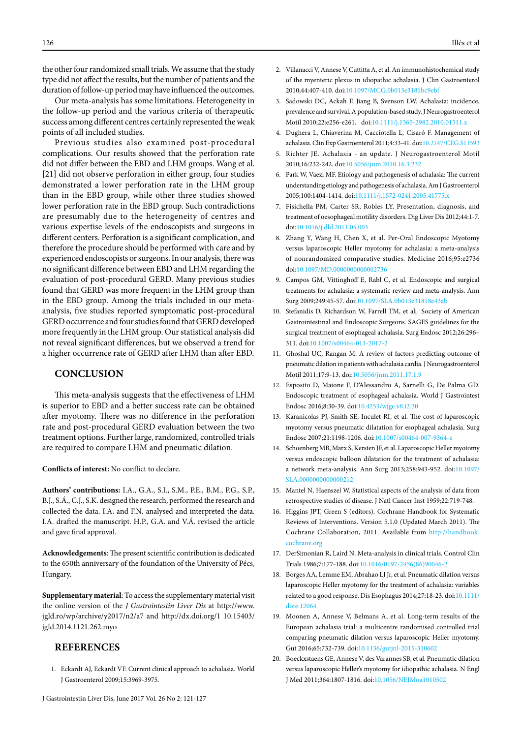the other four randomized small trials. We assume that the study type did not affect the results, but the number of patients and the duration of follow-up period may have influenced the outcomes.

Our meta-analysis has some limitations. Heterogeneity in the follow-up period and the various criteria of therapeutic success among different centres certainly represented the weak points of all included studies.

Previous studies also examined post-procedural complications. Our results showed that the perforation rate did not differ between the EBD and LHM groups. Wang et al. [21] did not observe perforation in either group, four studies demonstrated a lower perforation rate in the LHM group than in the EBD group, while other three studies showed lower perforation rate in the EBD group. Such contradictions are presumably due to the heterogeneity of centres and various expertise levels of the endoscopists and surgeons in different centers. Perforation is a significant complication, and therefore the procedure should be performed with care and by experienced endoscopists or surgeons. In our analysis, there was no significant difference between EBD and LHM regarding the evaluation of post-procedural GERD. Many previous studies found that GERD was more frequent in the LHM group than in the EBD group. Among the trials included in our meta-analysis, five studies reported symptomatic post-procedural GERD occurrence and four studies found that GERD developed more frequently in the LHM group. Our statistical analysis did not reveal significant differences, but we observed a trend for a higher occurrence rate of GERD after LHM than after EBD.

## CONCLUSION

This meta-analysis suggests that the effectiveness of LHM is superior to EBD and a better success rate can be obtained after myotomy. There was no difference in the perforation rate and post-procedural GERD evaluation between the two treatment options. Further large, randomized, controlled trials are required to compare LHM and pneumatic dilation.

**Conflicts of interest:** No conflict to declare.

**Authors' contributions:** I.A., G.A., S.I., S.M., P.E., B.M., P.G., S.P., B.J., S.Á., C.J., S.K. designed the research, performed the research and collected the data. I.A. and F.N. analysed and interpreted the data. I.A. drafted the manuscript. H.P., G.A. and V.Á. revised the article and gave final approval.

**Acknowledgements**: The present scientific contribution is dedicated to the 650th anniversary of the foundation of the University of Pécs, Hungary.

**Supplementary material**: To access the supplementary material visit the online version of the *J Gastrointestin Liver Dis* at http://www.jgld.ro/wp/archive/y2017/n2/a7 and http://dx.doi.org/1 10.15403/jgld.2014.1121.262.myo

## REFERENCES

1. Eckardt AJ, Eckardt VF. Current clinical approach to achalasia. World J Gastroenterol 2009;15:3969-3975.
2. Villanacci V, Annese V, Cuttitta A, et al. An immunohistochemical study of the myenteric plexus in idiopathic achalasia. J Clin Gastroenterol 2010;44:407-410. doi:10.1097/MCG.0b013e3181bc9ebf
3. Sadowski DC, Ackah F, Jiang B, Svenson LW. Achalasia: incidence, prevalence and survival. A population-based study. J Neurogastroenterol Motil 2010;22:e256-e261. doi:10.1111/j.1365-2982.2010.01511.x
4. Dughera L, Chiaverina M, Cacciotella L, Cisaró F. Management of achalasia. Clin Exp Gastroenterol 2011;4:33-41. doi:10.2147/CEG.S11593
5. Richter JE. Achalasia - an update. J Neurogastroenterol Motil 2010;16:232-242. doi:10.5056/jnm.2010.16.3.232
6. Park W, Vaezi MF. Etiology and pathogenesis of achalasia: The current understanding etiology and pathogenesis of achalasia. Am J Gastroenterol 2005;100:1404-1414. doi:10.1111/j.1572-0241.2005.41775.x
7. Fisichella PM, Carter SR, Robles LY. Presentation, diagnosis, and treatment of oesophageal motility disorders. Dig Liver Dis 2012;44:1-7. doi:10.1016/j.dld.2011.05.003
8. Zhang Y, Wang H, Chen X, et al. Per-Oral Endoscopic Myotomy versus laparoscopic Heller myotomy for achalasia: a meta-analysis of nonrandomized comparative studies. Medicine 2016;95:e2736 doi:10.1097/MD.0000000000002736
9. Campos GM, Vittinghoff E, Rabl C, et al. Endoscopic and surgical treatments for achalasia: a systematic review and meta-analysis. Ann Surg 2009;249:45-57. doi:10.1097/SLA.0b013e31818e43ab
10. Stefanidis D, Richardson W, Farrell TM, et al; Society of American Gastrointestinal and Endoscopic Surgeons. SAGES guidelines for the surgical treatment of esophageal achalasia. Surg Endosc 2012;26:296–311. doi:10.1007/s00464-011-2017-2
11. Ghoshal UC, Rangan M. A review of factors predicting outcome of pneumatic dilation in patients with achalasia cardia. J Neurogastroenterol Motil 2011;17:9-13. doi:10.5056/jnm.2011.17.1.9
12. Esposito D, Maione F, D'Alessandro A, Sarnelli G, De Palma GD. Endoscopic treatment of esophageal achalasia. World J Gastrointest Endosc 2016;8:30-39. doi:10.4253/wjge.v8.i2.30
13. Karanicolas PJ, Smith SE, Inculet RI, et al. The cost of laparoscopic myotomy versus pneumatic dilatation for esophageal achalasia. Surg Endosc 2007;21:1198-1206. doi:10.1007/s00464-007-9364-z
14. Schoenberg MB, Marx S, Kersten JF, et al. Laparoscopic Heller myotomy versus endoscopic balloon dilatation for the treatment of achalasia: a network meta-analysis. Ann Surg 2013;258:943-952. doi:10.1097/SLA.0000000000000212
15. Mantel N, Haenszel W. Statistical aspects of the analysis of data from retrospective studies of disease. J Natl Cancer Inst 1959;22:719-748.
16. Higgins JPT, Green S (editors). Cochrane Handbook for Systematic Reviews of Interventions. Version 5.1.0 (Updated March 2011). The Cochrane Collaboration, 2011. Available from http://handbook.cochrane.org
17. DerSimonian R, Laird N. Meta-analysis in clinical trials. Control Clin Trials 1986;7:177-188. doi:10.1016/0197-2456(86)90046-2
18. Borges AA, Lemme EM, Abrahao LJ Jr, et al. Pneumatic dilation versus laparoscopic Heller myotomy for the treatment of achalasia: variables related to a good response. Dis Esophagus 2014;27:18-23. doi:10.1111/dote.12064
19. Moonen A, Annese V, Belmans A, et al. Long-term results of the European achalasia trial: a multicentre randomised controlled trial comparing pneumatic dilation versus laparoscopic Heller myotomy. Gut 2016;65:732-739. doi:10.1136/gutjnl-2015-310602
20. Boeckxstaens GE, Annese V, des Varannes SB, et al. Pneumatic dilation versus laparoscopic Heller's myotomy for idiopathic achalasia. N Engl J Med 2011;364:1807-1816. doi:10.1056/NEJMoa1010502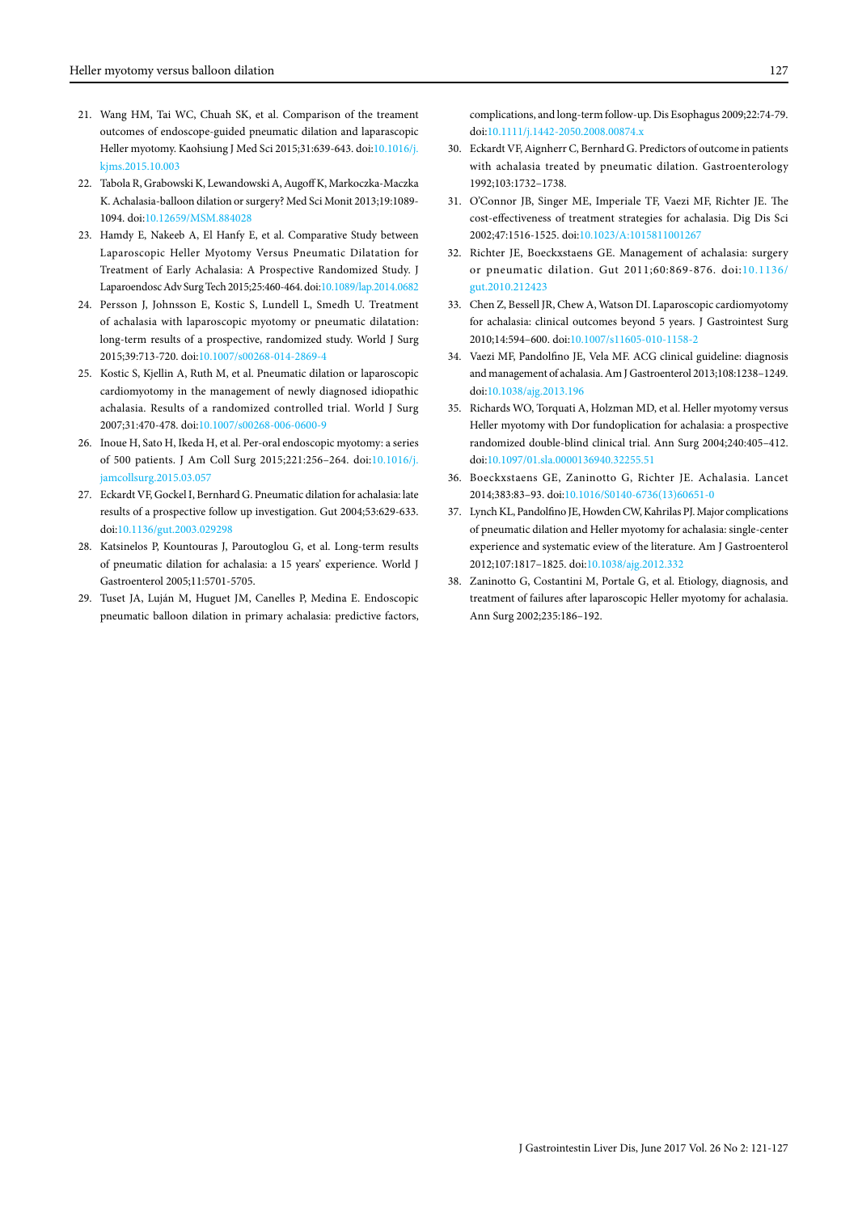21. Wang HM, Tai WC, Chuah SK, et al. Comparison of the treament outcomes of endoscope-guided pneumatic dilation and laparascopic Heller myotomy. Kaohsiung J Med Sci 2015;31:639-643. doi:10.1016/j.kjms.2015.10.003
22. Tabola R, Grabowski K, Lewandowski A, Augoff K, Markoczka-Maczka K. Achalasia-balloon dilation or surgery? Med Sci Monit 2013;19:1089-1094. doi:10.12659/MSM.884028
23. Hamdy E, Nakeeb A, El Hanfy E, et al. Comparative Study between Laparoscopic Heller Myotomy Versus Pneumatic Dilatation for Treatment of Early Achalasia: A Prospective Randomized Study. J Laparoendosc Adv Surg Tech 2015;25:460-464. doi:10.1089/lap.2014.0682
24. Persson J, Johnsson E, Kostic S, Lundell L, Smedh U. Treatment of achalasia with laparoscopic myotomy or pneumatic dilatation: long-term results of a prospective, randomized study. World J Surg 2015;39:713-720. doi:10.1007/s00268-014-2869-4
25. Kostic S, Kjellin A, Ruth M, et al. Pneumatic dilation or laparoscopic cardiomyotomy in the management of newly diagnosed idiopathic achalasia. Results of a randomized controlled trial. World J Surg 2007;31:470-478. doi:10.1007/s00268-006-0600-9
26. Inoue H, Sato H, Ikeda H, et al. Per-oral endoscopic myotomy: a series of 500 patients. J Am Coll Surg 2015;221:256–264. doi:10.1016/j.jamcollsurg.2015.03.057
27. Eckardt VF, Gockel I, Bernhard G. Pneumatic dilation for achalasia: late results of a prospective follow up investigation. Gut 2004;53:629-633. doi:10.1136/gut.2003.029298
28. Katsinelos P, Kountouras J, Paroutoglou G, et al. Long-term results of pneumatic dilation for achalasia: a 15 years' experience. World J Gastroenterol 2005;11:5701-5705.
29. Tuset JA, Luján M, Huguet JM, Canelles P, Medina E. Endoscopic pneumatic balloon dilation in primary achalasia: predictive factors, complications, and long-term follow-up. Dis Esophagus 2009;22:74-79. doi:10.1111/j.1442-2050.2008.00874.x
30. Eckardt VF, Aignherr C, Bernhard G. Predictors of outcome in patients with achalasia treated by pneumatic dilation. Gastroenterology 1992;103:1732–1738.
31. O'Connor JB, Singer ME, Imperiale TF, Vaezi MF, Richter JE. The cost-effectiveness of treatment strategies for achalasia. Dig Dis Sci 2002;47:1516-1525. doi:10.1023/A:1015811001267
32. Richter JE, Boeckxstaens GE. Management of achalasia: surgery or pneumatic dilation. Gut 2011;60:869-876. doi:10.1136/gut.2010.212423
33. Chen Z, Bessell JR, Chew A, Watson DI. Laparoscopic cardiomyotomy for achalasia: clinical outcomes beyond 5 years. J Gastrointest Surg 2010;14:594–600. doi:10.1007/s11605-010-1158-2
34. Vaezi MF, Pandolfino JE, Vela MF. ACG clinical guideline: diagnosis and management of achalasia. Am J Gastroenterol 2013;108:1238–1249. doi:10.1038/ajg.2013.196
35. Richards WO, Torquati A, Holzman MD, et al. Heller myotomy versus Heller myotomy with Dor fundoplication for achalasia: a prospective randomized double-blind clinical trial. Ann Surg 2004;240:405–412. doi:10.1097/01.sla.0000136940.32255.51
36. Boeckxstaens GE, Zaninotto G, Richter JE. Achalasia. Lancet 2014;383:83–93. doi:10.1016/S0140-6736(13)60651-0
37. Lynch KL, Pandolfino JE, Howden CW, Kahrilas PJ. Major complications of pneumatic dilation and Heller myotomy for achalasia: single-center experience and systematic eview of the literature. Am J Gastroenterol 2012;107:1817–1825. doi:10.1038/ajg.2012.332
38. Zaninotto G, Costantini M, Portale G, et al. Etiology, diagnosis, and treatment of failures after laparoscopic Heller myotomy for achalasia. Ann Surg 2002;235:186–192.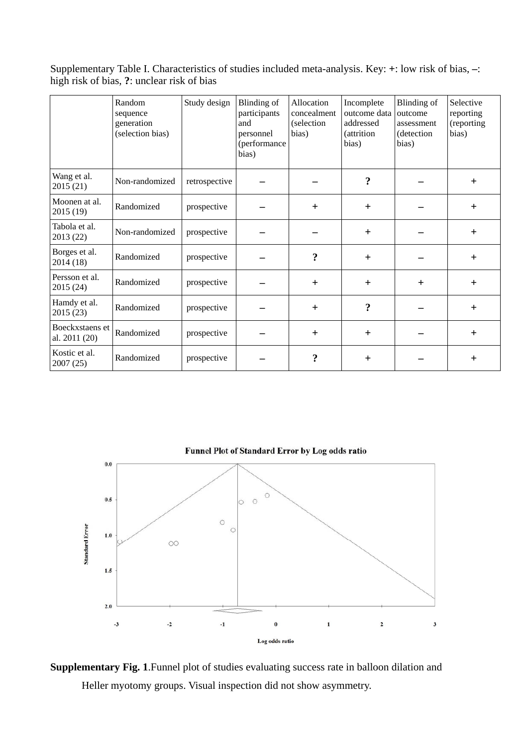Supplementary Table I. Characteristics of studies included meta-analysis. Key: **+**: low risk of bias, **–**: high risk of bias, **?**: unclear risk of bias

| | Random sequence generation (selection bias) | Study design | Blinding of participants and personnel (performance bias) | Allocation concealment (selection bias) | Incomplete outcome data addressed (attrition bias) | Blinding of outcome assessment (detection bias) | Selective reporting (reporting bias) |
|---|---|---|---|---|---|---|---|
| Wang et al. 2015 (21) | Non-randomized | retrospective | – | – | ? | – | + |
| Moonen at al. 2015 (19) | Randomized | prospective | – | + | + | – | + |
| Tabola et al. 2013 (22) | Non-randomized | prospective | – | – | + | – | + |
| Borges et al. 2014 (18) | Randomized | prospective | – | ? | + | – | + |
| Persson et al. 2015 (24) | Randomized | prospective | – | + | + | + | + |
| Hamdy et al. 2015 (23) | Randomized | prospective | – | + | ? | – | + |
| Boeckxstaens et al. 2011 (20) | Randomized | prospective | – | + | + | – | + |
| Kostic et al. 2007 (25) | Randomized | prospective | – | ? | + | – | + |

**Supplementary Fig. 1**.Funnel plot of studies evaluating success rate in balloon dilation and Heller myotomy groups. Visual inspection did not show asymmetry.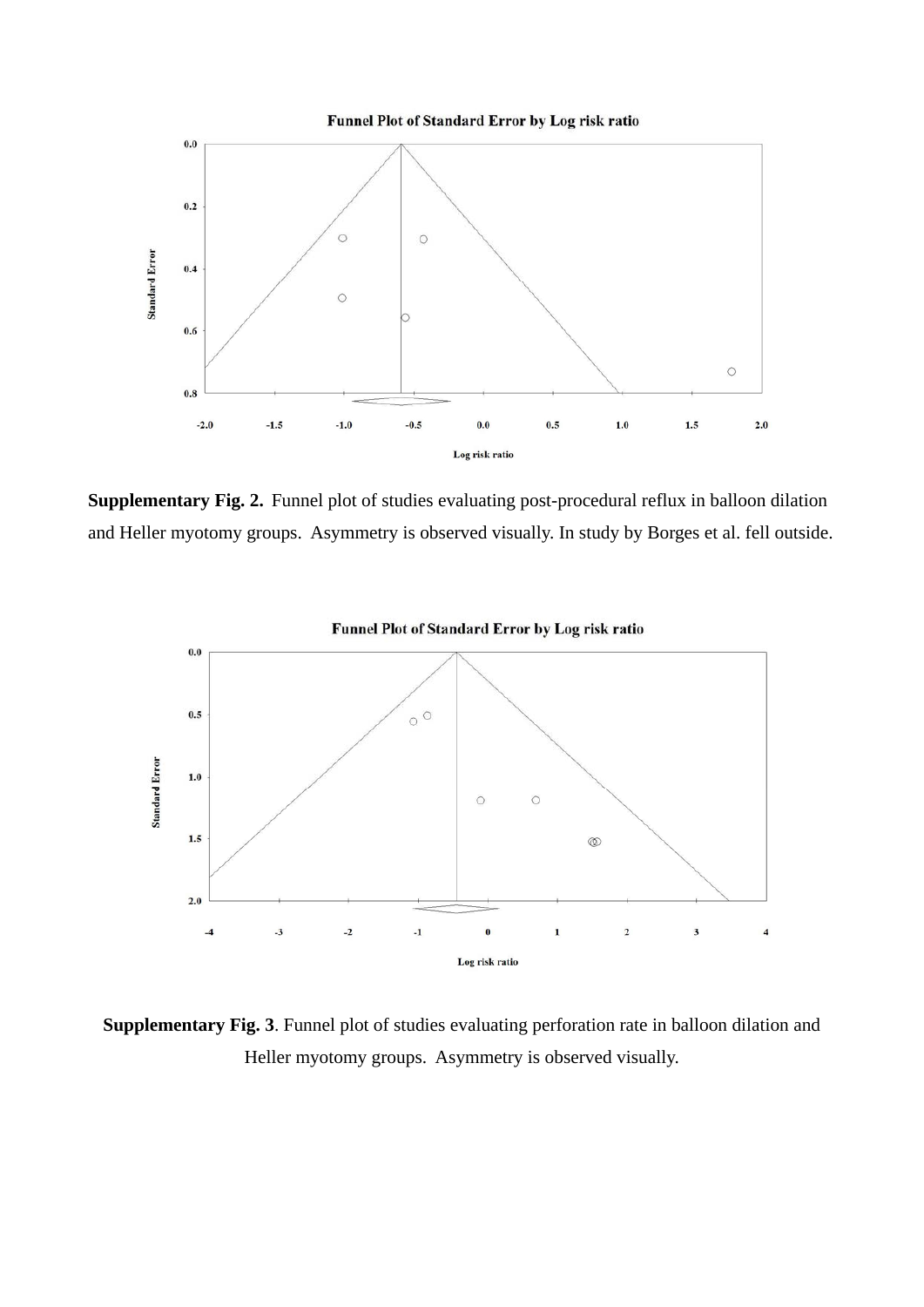Funnel Plot of Standard Error by Log risk ratio

Standard Error

0.0
0.2
0.4
0.6
0.8

-2.0
-1.5
-1.0
-0.5
0.0
0.5
1.0
1.5
2.0

Log risk ratio

**Supplementary Fig. 2.** Funnel plot of studies evaluating post-procedural reflux in balloon dilation and Heller myotomy groups. Asymmetry is observed visually. In study by Borges et al. fell outside.

Funnel Plot of Standard Error by Log risk ratio

Standard Error

0.0
0.5
1.0
1.5
2.0

-4
-3
-2
-1
0
1
2
3
4

Log risk ratio

**Supplementary Fig. 3**. Funnel plot of studies evaluating perforation rate in balloon dilation and Heller myotomy groups. Asymmetry is observed visually.